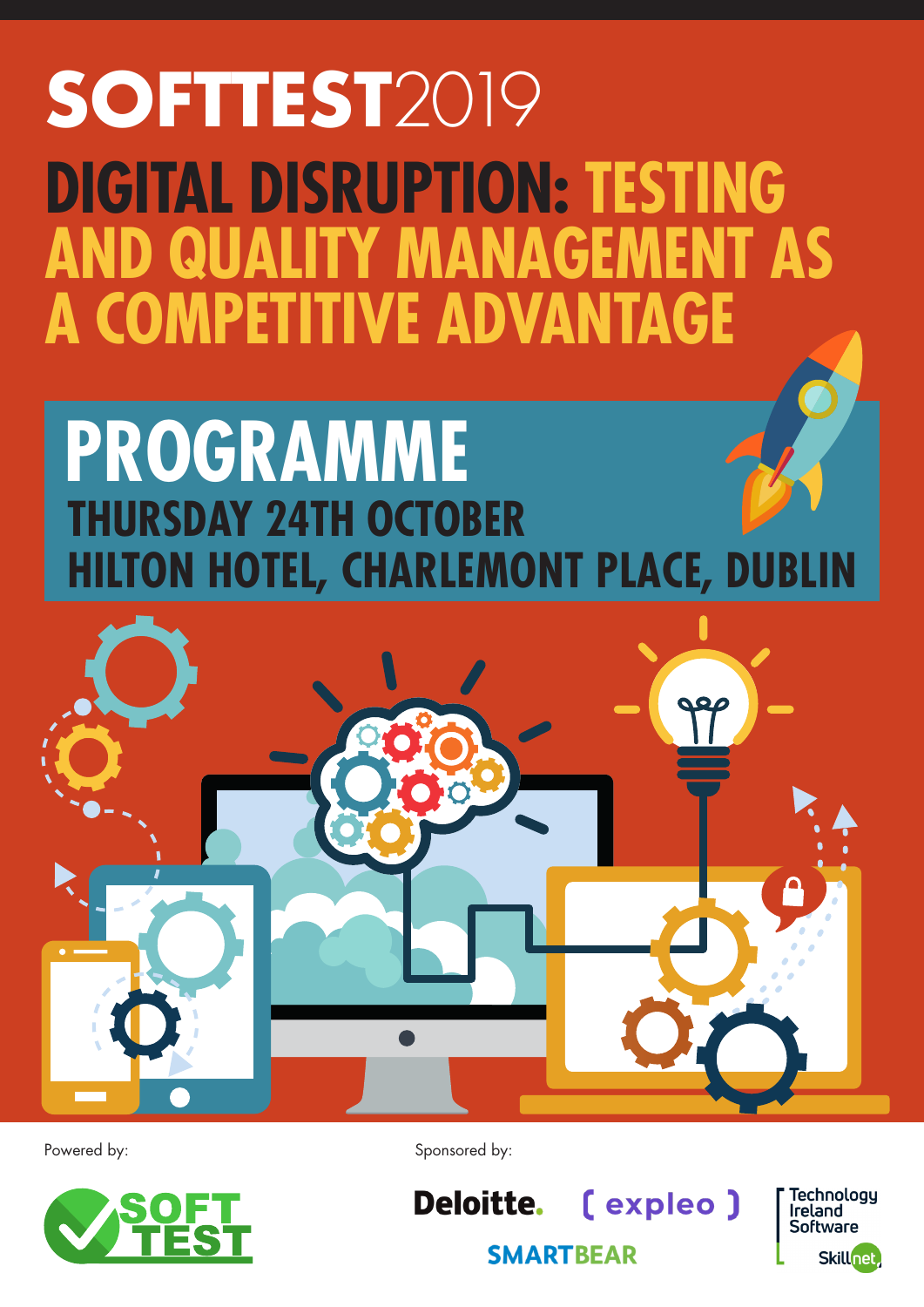# SOFTTEST2019

## DIGITAL DISRUPTION: TESTING AND QUALITY MANAGEMENT AS A COMPETITIVE ADVANTAGE

# PROGRAMME

### THURSDAY 24TH OCTOBER
### HILTON HOTEL, CHARLEMONT PLACE, DUBLIN

Powered by:

SOFT TEST

Sponsored by:

Deloitte.

( expleo )

SMARTBEAR

Technology Ireland Software

Skillnet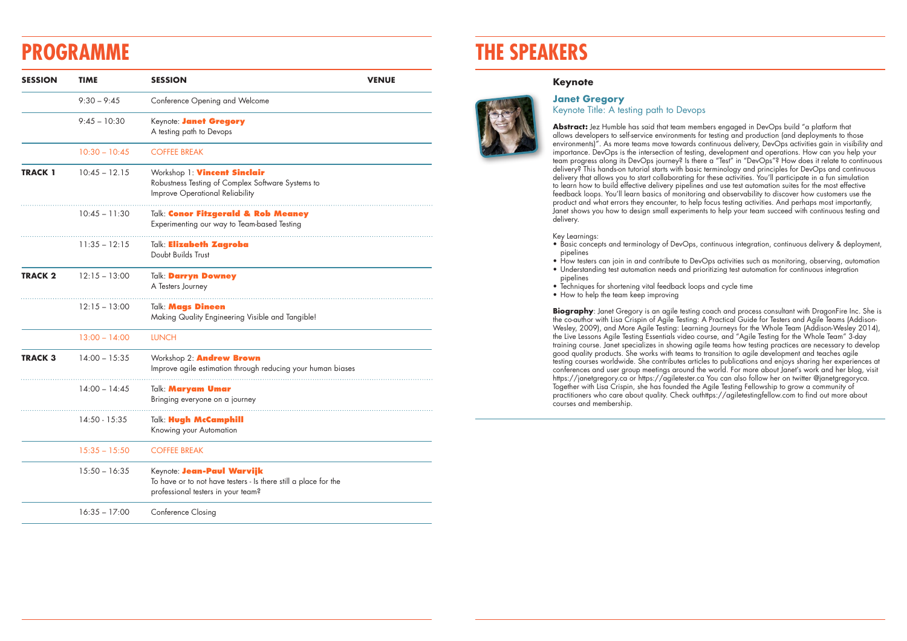# PROGRAMME

| SESSION | TIME | SESSION | VENUE |
|---|---|---|---|
| | 9:30 – 9:45 | Conference Opening and Welcome | |
| | 9:45 – 10:30 | Keynote: **Janet Gregory**<br>A testing path to Devops | |
| | 10:30 – 10:45 | COFFEE BREAK | |
| **TRACK 1** | 10:45 – 12.15 | Workshop 1: **Vincent Sinclair**<br>Robustness Testing of Complex Software Systems to Improve Operational Reliability | |
| | 10:45 – 11:30 | Talk: **Conor Fitzgerald & Rob Meaney**<br>Experimenting our way to Team-based Testing | |
| | 11:35 – 12:15 | Talk: **Elizabeth Zagroba**<br>Doubt Builds Trust | |
| **TRACK 2** | 12:15 – 13:00 | Talk: **Darryn Downey**<br>A Testers Journey | |
| | 12:15 – 13:00 | Talk: **Mags Dineen**<br>Making Quality Engineering Visible and Tangible! | |
| | 13:00 – 14:00 | LUNCH | |
| **TRACK 3** | 14:00 – 15:35 | Workshop 2: **Andrew Brown**<br>Improve agile estimation through reducing your human biases | |
| | 14:00 – 14:45 | Talk: **Maryam Umar**<br>Bringing everyone on a journey | |
| | 14:50 - 15:35 | Talk: **Hugh McCamphill**<br>Knowing your Automation | |
| | 15:35 – 15:50 | COFFEE BREAK | |
| | 15:50 – 16:35 | Keynote: **Jean-Paul Warvijk**<br>To have or to not have testers - Is there still a place for the professional testers in your team? | |
| | 16:35 – 17:00 | Conference Closing | |

# THE SPEAKERS

### Keynote

### Janet Gregory

Keynote Title: A testing path to Devops

**Abstract:** Jez Humble has said that team members engaged in DevOps build "a platform that allows developers to self-service environments for testing and production (and deployments to those environments)". As more teams move towards continuous delivery, DevOps activities gain in visibility and importance. DevOps is the intersection of testing, development and operations. How can you help your team progress along its DevOps journey? Is there a "Test" in "DevOps"? How does it relate to continuous delivery? This hands-on tutorial starts with basic terminology and principles for DevOps and continuous delivery that allows you to start collaborating for these activities. You'll participate in a fun simulation to learn how to build effective delivery pipelines and use test automation suites for the most effective feedback loops. You'll learn basics of monitoring and observability to discover how customers use the product and what errors they encounter, to help focus testing activities. And perhaps most importantly, Janet shows you how to design small experiments to help your team succeed with continuous testing and delivery.

Key Learnings:

- Basic concepts and terminology of DevOps, continuous integration, continuous delivery & deployment, pipelines
- How testers can join in and contribute to DevOps activities such as monitoring, observing, automation
- Understanding test automation needs and prioritizing test automation for continuous integration pipelines
- Techniques for shortening vital feedback loops and cycle time
- How to help the team keep improving

**Biography**: Janet Gregory is an agile testing coach and process consultant with DragonFire Inc. She is the co-author with Lisa Crispin of Agile Testing: A Practical Guide for Testers and Agile Teams (Addison-Wesley, 2009), and More Agile Testing: Learning Journeys for the Whole Team (Addison-Wesley 2014), the Live Lessons Agile Testing Essentials video course, and "Agile Testing for the Whole Team" 3-day training course. Janet specializes in showing agile teams how testing practices are necessary to develop good quality products. She works with teams to transition to agile development and teaches agile testing courses worldwide. She contributes articles to publications and enjoys sharing her experiences at conferences and user group meetings around the world. For more about Janet's work and her blog, visit https://janetgregory.ca or https://agiletester.ca You can also follow her on twitter @janetgregoryca. Together with Lisa Crispin, she has founded the Agile Testing Fellowship to grow a community of practitioners who care about quality. Check outhttps://agiletestingfellow.com to find out more about courses and membership.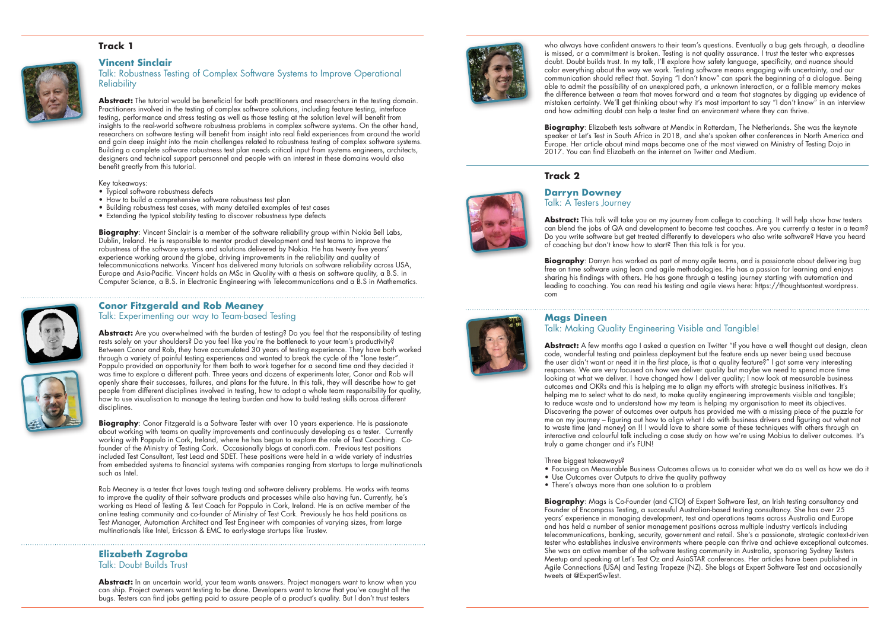## Track 1

### Vincent Sinclair

Talk: Robustness Testing of Complex Software Systems to Improve Operational Reliability

**Abstract:** The tutorial would be beneficial for both practitioners and researchers in the testing domain. Practitioners involved in the testing of complex software solutions, including feature testing, interface testing, performance and stress testing as well as those testing at the solution level will benefit from insights to the real-world software robustness problems in complex software systems. On the other hand, researchers on software testing will benefit from insight into real field experiences from around the world and gain deep insight into the main challenges related to robustness testing of complex software systems. Building a complete software robustness test plan needs critical input from systems engineers, architects, designers and technical support personnel and people with an interest in these domains would also benefit greatly from this tutorial.

Key takeaways:

- Typical software robustness defects
- How to build a comprehensive software robustness test plan
- Building robustness test cases, with many detailed examples of test cases
- Extending the typical stability testing to discover robustness type defects

**Biography**: Vincent Sinclair is a member of the software reliability group within Nokia Bell Labs, Dublin, Ireland. He is responsible to mentor product development and test teams to improve the robustness of the software systems and solutions delivered by Nokia. He has twenty five years' experience working around the globe, driving improvements in the reliability and quality of telecommunications networks. Vincent has delivered many tutorials on software reliability across USA, Europe and Asia-Pacific. Vincent holds an MSc in Quality with a thesis on software quality, a B.S. in Computer Science, a B.S. in Electronic Engineering with Telecommunications and a B.S in Mathematics.

### Conor Fitzgerald and Rob Meaney

Talk: Experimenting our way to Team-based Testing

**Abstract:** Are you overwhelmed with the burden of testing? Do you feel that the responsibility of testing rests solely on your shoulders? Do you feel like you're the bottleneck to your team's productivity? Between Conor and Rob, they have accumulated 30 years of testing experience. They have both worked through a variety of painful testing experiences and wanted to break the cycle of the "lone tester". Poppulo provided an opportunity for them both to work together for a second time and they decided it was time to explore a different path. Three years and dozens of experiments later, Conor and Rob will openly share their successes, failures, and plans for the future. In this talk, they will describe how to get people from different disciplines involved in testing, how to adopt a whole team responsibility for quality, how to use visualisation to manage the testing burden and how to build testing skills across different disciplines.

**Biography**: Conor Fitzgerald is a Software Tester with over 10 years experience. He is passionate about working with teams on quality improvements and continuously developing as a tester. Currently working with Poppulo in Cork, Ireland, where he has begun to explore the role of Test Coaching. Co-founder of the Ministry of Testing Cork. Occasionally blogs at conorfi.com. Previous test positions included Test Consultant, Test Lead and SDET. These positions were held in a wide variety of industries from embedded systems to financial systems with companies ranging from startups to large multinationals such as Intel.

Rob Meaney is a tester that loves tough testing and software delivery problems. He works with teams to improve the quality of their software products and processes while also having fun. Currently, he's working as Head of Testing & Test Coach for Poppulo in Cork, Ireland. He is an active member of the online testing community and co-founder of Ministry of Test Cork. Previously he has held positions as Test Manager, Automation Architect and Test Engineer with companies of varying sizes, from large multinationals like Intel, Ericsson & EMC to early-stage startups like Trustev.

### Elizabeth Zagroba

Talk: Doubt Builds Trust

**Abstract:** In an uncertain world, your team wants answers. Project managers want to know when you can ship. Project owners want testing to be done. Developers want to know that you've caught all the bugs. Testers can find jobs getting paid to assure people of a product's quality. But I don't trust testers who always have confident answers to their team's questions. Eventually a bug gets through, a deadline is missed, or a commitment is broken. Testing is not quality assurance. I trust the tester who expresses doubt. Doubt builds trust. In my talk, I'll explore how safety language, specificity, and nuance should color everything about the way we work. Testing software means engaging with uncertainty, and our communication should reflect that. Saying "I don't know" can spark the beginning of a dialogue. Being able to admit the possibility of an unexplored path, a unknown interaction, or a fallible memory makes the difference between a team that moves forward and a team that stagnates by digging up evidence of mistaken certainty. We'll get thinking about why it's most important to say "I don't know" in an interview and how admitting doubt can help a tester find an environment where they can thrive.

**Biography**: Elizabeth tests software at Mendix in Rotterdam, The Netherlands. She was the keynote speaker at Let's Test in South Africa in 2018, and she's spoken other conferences in North America and Europe. Her article about mind maps became one of the most viewed on Ministry of Testing Dojo in 2017. You can find Elizabeth on the internet on Twitter and Medium.

## Track 2

### Darryn Downey

Talk: A Testers Journey

**Abstract:** This talk will take you on my journey from college to coaching. It will help show how testers can blend the jobs of QA and development to become test coaches. Are you currently a tester in a team? Do you write software but get treated differently to developers who also write software? Have you heard of coaching but don't know how to start? Then this talk is for you.

**Biography**: Darryn has worked as part of many agile teams, and is passionate about delivering bug free on time software using lean and agile methodologies. He has a passion for learning and enjoys sharing his findings with others. He has gone through a testing journey starting with automation and leading to coaching. You can read his testing and agile views here: https://thoughtsontest.wordpress.com

### Mags Dineen

Talk: Making Quality Engineering Visible and Tangible!

**Abstract:** A few months ago I asked a question on Twitter "If you have a well thought out design, clean code, wonderful testing and painless deployment but the feature ends up never being used because the user didn't want or need it in the first place, is that a quality feature?" I got some very interesting responses. We are very focused on how we deliver quality but maybe we need to spend more time looking at what we deliver. I have changed how I deliver quality; I now look at measurable business outcomes and OKRs and this is helping me to align my efforts with strategic business initiatives. It's helping me to select what to do next, to make quality engineering improvements visible and tangible; to reduce waste and to understand how my team is helping my organisation to meet its objectives. Discovering the power of outcomes over outputs has provided me with a missing piece of the puzzle for me on my journey – figuring out how to align what I do with business drivers and figuring out what not to waste time (and money) on !! I would love to share some of these techniques with others through an interactive and colourful talk including a case study on how we're using Mobius to deliver outcomes. It's truly a game changer and it's FUN!

Three biggest takeaways?

- Focusing on Measurable Business Outcomes allows us to consider what we do as well as how we do it
- Use Outcomes over Outputs to drive the quality pathway
- There's always more than one solution to a problem

**Biography**: Mags is Co-Founder (and CTO) of Expert Software Test, an Irish testing consultancy and Founder of Encompass Testing, a successful Australian-based testing consultancy. She has over 25 years' experience in managing development, test and operations teams across Australia and Europe and has held a number of senior management positions across multiple industry verticals including telecommunications, banking, security, government and retail. She's a passionate, strategic context-driven tester who establishes inclusive environments where people can thrive and achieve exceptional outcomes. She was an active member of the software testing community in Australia, sponsoring Sydney Testers Meetup and speaking at Let's Test Oz and AsiaSTAR conferences. Her articles have been published in Agile Connections (USA) and Testing Trapeze (NZ). She blogs at Expert Software Test and occasionally tweets at @ExpertSwTest.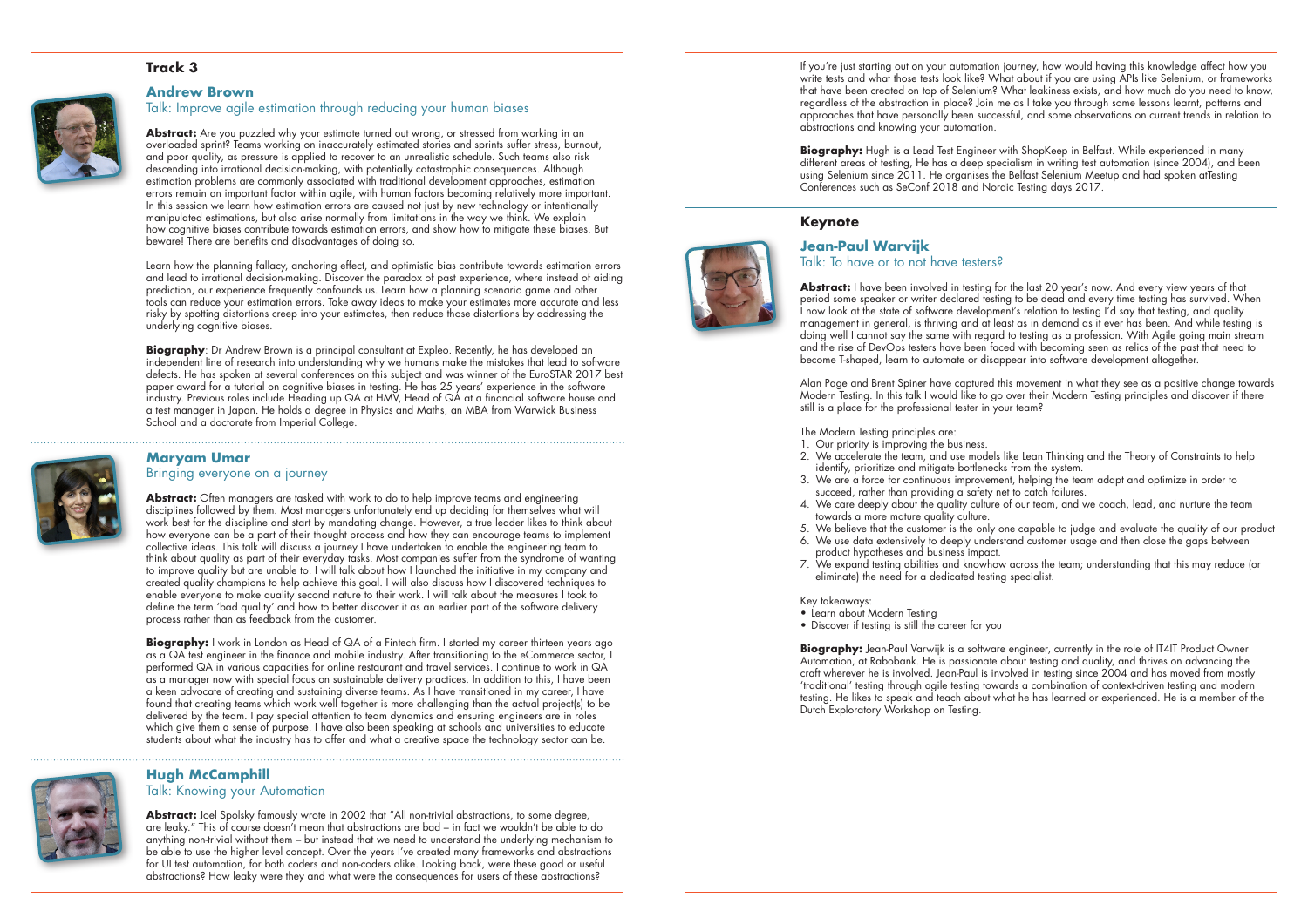## Track 3

### Andrew Brown

Talk: Improve agile estimation through reducing your human biases

**Abstract:** Are you puzzled why your estimate turned out wrong, or stressed from working in an overloaded sprint? Teams working on inaccurately estimated stories and sprints suffer stress, burnout, and poor quality, as pressure is applied to recover to an unrealistic schedule. Such teams also risk descending into irrational decision-making, with potentially catastrophic consequences. Although estimation problems are commonly associated with traditional development approaches, estimation errors remain an important factor within agile, with human factors becoming relatively more important. In this session we learn how estimation errors are caused not just by new technology or intentionally manipulated estimations, but also arise normally from limitations in the way we think. We explain how cognitive biases contribute towards estimation errors, and show how to mitigate these biases. But beware! There are benefits and disadvantages of doing so.

Learn how the planning fallacy, anchoring effect, and optimistic bias contribute towards estimation errors and lead to irrational decision-making. Discover the paradox of past experience, where instead of aiding prediction, our experience frequently confounds us. Learn how a planning scenario game and other tools can reduce your estimation errors. Take away ideas to make your estimates more accurate and less risky by spotting distortions creep into your estimates, then reduce those distortions by addressing the underlying cognitive biases.

**Biography**: Dr Andrew Brown is a principal consultant at Expleo. Recently, he has developed an independent line of research into understanding why we humans make the mistakes that lead to software defects. He has spoken at several conferences on this subject and was winner of the EuroSTAR 2017 best paper award for a tutorial on cognitive biases in testing. He has 25 years' experience in the software industry. Previous roles include Heading up QA at HMV, Head of QA at a financial software house and a test manager in Japan. He holds a degree in Physics and Maths, an MBA from Warwick Business School and a doctorate from Imperial College.

### Maryam Umar

Bringing everyone on a journey

**Abstract:** Often managers are tasked with work to do to help improve teams and engineering disciplines followed by them. Most managers unfortunately end up deciding for themselves what will work best for the discipline and start by mandating change. However, a true leader likes to think about how everyone can be a part of their thought process and how they can encourage teams to implement collective ideas. This talk will discuss a journey I have undertaken to enable the engineering team to think about quality as part of their everyday tasks. Most companies suffer from the syndrome of wanting to improve quality but are unable to. I will talk about how I launched the initiative in my company and created quality champions to help achieve this goal. I will also discuss how I discovered techniques to enable everyone to make quality second nature to their work. I will talk about the measures I took to define the term 'bad quality' and how to better discover it as an earlier part of the software delivery process rather than as feedback from the customer.

**Biography:** I work in London as Head of QA of a Fintech firm. I started my career thirteen years ago as a QA test engineer in the finance and mobile industry. After transitioning to the eCommerce sector, I performed QA in various capacities for online restaurant and travel services. I continue to work in QA as a manager now with special focus on sustainable delivery practices. In addition to this, I have been a keen advocate of creating and sustaining diverse teams. As I have transitioned in my career, I have found that creating teams which work well together is more challenging than the actual project(s) to be delivered by the team. I pay special attention to team dynamics and ensuring engineers are in roles which give them a sense of purpose. I have also been speaking at schools and universities to educate students about what the industry has to offer and what a creative space the technology sector can be.

### Hugh McCamphill

Talk: Knowing your Automation

**Abstract:** Joel Spolsky famously wrote in 2002 that "All non-trivial abstractions, to some degree, are leaky." This of course doesn't mean that abstractions are bad – in fact we wouldn't be able to do anything non-trivial without them – but instead that we need to understand the underlying mechanism to be able to use the higher level concept. Over the years I've created many frameworks and abstractions for UI test automation, for both coders and non-coders alike. Looking back, were these good or useful abstractions? How leaky were they and what were the consequences for users of these abstractions?

If you're just starting out on your automation journey, how would having this knowledge affect how you write tests and what those tests look like? What about if you are using APIs like Selenium, or frameworks that have been created on top of Selenium? What leakiness exists, and how much do you need to know, regardless of the abstraction in place? Join me as I take you through some lessons learnt, patterns and approaches that have personally been successful, and some observations on current trends in relation to abstractions and knowing your automation.

**Biography:** Hugh is a Lead Test Engineer with ShopKeep in Belfast. While experienced in many different areas of testing, He has a deep specialism in writing test automation (since 2004), and been using Selenium since 2011. He organises the Belfast Selenium Meetup and had spoken atTesting Conferences such as SeConf 2018 and Nordic Testing days 2017.

## Keynote

### Jean-Paul Warvijk

Talk: To have or to not have testers?

**Abstract:** I have been involved in testing for the last 20 year's now. And every view years of that period some speaker or writer declared testing to be dead and every time testing has survived. When I now look at the state of software development's relation to testing I'd say that testing, and quality management in general, is thriving and at least as in demand as it ever has been. And while testing is doing well I cannot say the same with regard to testing as a profession. With Agile going main stream and the rise of DevOps testers have been faced with becoming seen as relics of the past that need to become T-shaped, learn to automate or disappear into software development altogether.

Alan Page and Brent Spiner have captured this movement in what they see as a positive change towards Modern Testing. In this talk I would like to go over their Modern Testing principles and discover if there still is a place for the professional tester in your team?

The Modern Testing principles are:

1. Our priority is improving the business.
2. We accelerate the team, and use models like Lean Thinking and the Theory of Constraints to help identify, prioritize and mitigate bottlenecks from the system.
3. We are a force for continuous improvement, helping the team adapt and optimize in order to succeed, rather than providing a safety net to catch failures.
4. We care deeply about the quality culture of our team, and we coach, lead, and nurture the team towards a more mature quality culture.
5. We believe that the customer is the only one capable to judge and evaluate the quality of our product
6. We use data extensively to deeply understand customer usage and then close the gaps between product hypotheses and business impact.
7. We expand testing abilities and knowhow across the team; understanding that this may reduce (or eliminate) the need for a dedicated testing specialist.

Key takeaways:

- Learn about Modern Testing
- Discover if testing is still the career for you

**Biography:** Jean-Paul Varwijk is a software engineer, currently in the role of IT4IT Product Owner Automation, at Rabobank. He is passionate about testing and quality, and thrives on advancing the craft wherever he is involved. Jean-Paul is involved in testing since 2004 and has moved from mostly 'traditional' testing through agile testing towards a combination of context-driven testing and modern testing. He likes to speak and teach about what he has learned or experienced. He is a member of the Dutch Exploratory Workshop on Testing.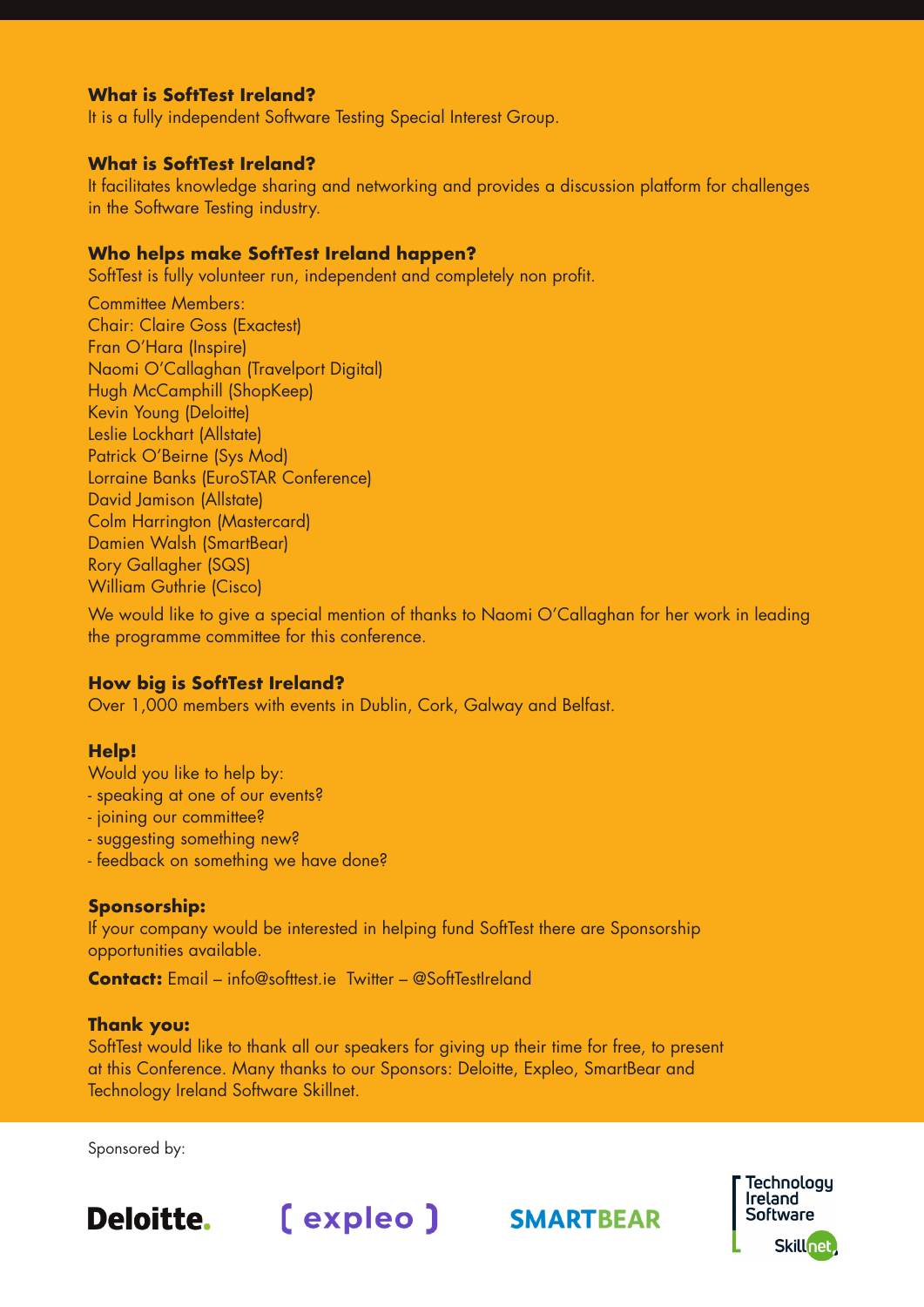**What is SoftTest Ireland?**
It is a fully independent Software Testing Special Interest Group.

**What is SoftTest Ireland?**
It facilitates knowledge sharing and networking and provides a discussion platform for challenges in the Software Testing industry.

**Who helps make SoftTest Ireland happen?**
SoftTest is fully volunteer run, independent and completely non profit.

Committee Members:
Chair: Claire Goss (Exactest)
Fran O'Hara (Inspire)
Naomi O'Callaghan (Travelport Digital)
Hugh McCamphill (ShopKeep)
Kevin Young (Deloitte)
Leslie Lockhart (Allstate)
Patrick O'Beirne (Sys Mod)
Lorraine Banks (EuroSTAR Conference)
David Jamison (Allstate)
Colm Harrington (Mastercard)
Damien Walsh (SmartBear)
Rory Gallagher (SQS)
William Guthrie (Cisco)

We would like to give a special mention of thanks to Naomi O'Callaghan for her work in leading the programme committee for this conference.

**How big is SoftTest Ireland?**
Over 1,000 members with events in Dublin, Cork, Galway and Belfast.

**Help!**
Would you like to help by:
- speaking at one of our events?
- joining our committee?
- suggesting something new?
- feedback on something we have done?

**Sponsorship:**
If your company would be interested in helping fund SoftTest there are Sponsorship opportunities available.

**Contact:** Email – info@softtest.ie Twitter – @SoftTestIreland

**Thank you:**
SoftTest would like to thank all our speakers for giving up their time for free, to present at this Conference. Many thanks to our Sponsors: Deloitte, Expleo, SmartBear and Technology Ireland Software Skillnet.

Sponsored by:

Deloitte. [ expleo ] SMARTBEAR Technology Ireland Software Skillnet